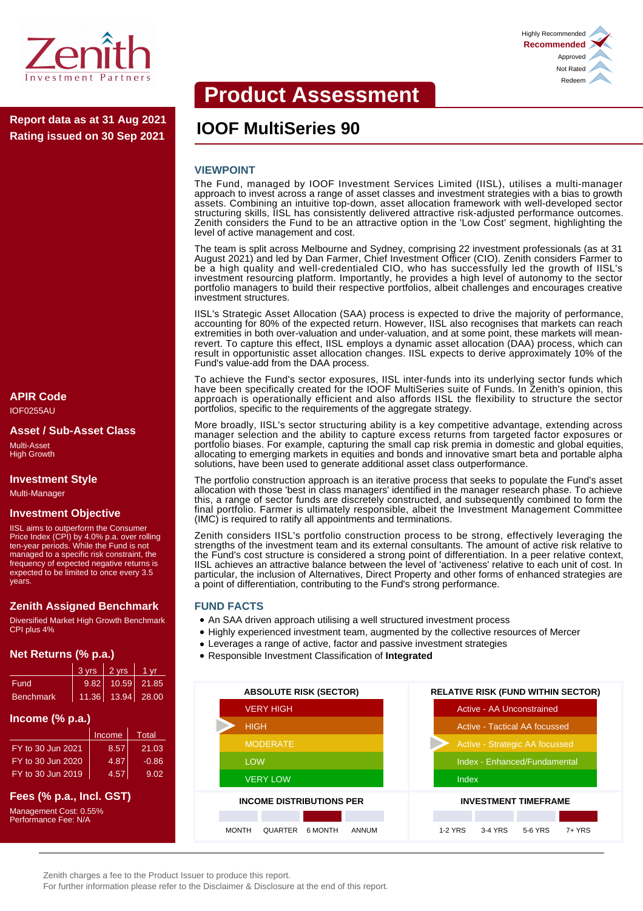Zenith Investment Partners

Highly Recommended
**Recommended**
Approved
Not Rated
Redeem

# Product Assessment

## IOOF MultiSeries 90

**Report data as at 31 Aug 2021**
**Rating issued on 30 Sep 2021**

### VIEWPOINT

The Fund, managed by IOOF Investment Services Limited (IISL), utilises a multi-manager approach to invest across a range of asset classes and investment strategies with a bias to growth assets. Combining an intuitive top-down, asset allocation framework with well-developed sector structuring skills, IISL has consistently delivered attractive risk-adjusted performance outcomes. Zenith considers the Fund to be an attractive option in the 'Low Cost' segment, highlighting the level of active management and cost.

The team is split across Melbourne and Sydney, comprising 22 investment professionals (as at 31 August 2021) and led by Dan Farmer, Chief Investment Officer (CIO). Zenith considers Farmer to be a high quality and well-credentialed CIO, who has successfully led the growth of IISL's investment resourcing platform. Importantly, he provides a high level of autonomy to the sector portfolio managers to build their respective portfolios, albeit challenges and encourages creative investment structures.

IISL's Strategic Asset Allocation (SAA) process is expected to drive the majority of performance, accounting for 80% of the expected return. However, IISL also recognises that markets can reach extremities in both over-valuation and under-valuation, and at some point, these markets will mean-revert. To capture this effect, IISL employs a dynamic asset allocation (DAA) process, which can result in opportunistic asset allocation changes. IISL expects to derive approximately 10% of the Fund's value-add from the DAA process.

To achieve the Fund's sector exposures, IISL inter-funds into its underlying sector funds which have been specifically created for the IOOF MultiSeries suite of Funds. In Zenith's opinion, this approach is operationally efficient and also affords IISL the flexibility to structure the sector portfolios, specific to the requirements of the aggregate strategy.

More broadly, IISL's sector structuring ability is a key competitive advantage, extending across manager selection and the ability to capture excess returns from targeted factor exposures or portfolio biases. For example, capturing the small cap risk premia in domestic and global equities, allocating to emerging markets in equities and bonds and innovative smart beta and portable alpha solutions, have been used to generate additional asset class outperformance.

The portfolio construction approach is an iterative process that seeks to populate the Fund's asset allocation with those 'best in class managers' identified in the manager research phase. To achieve this, a range of sector funds are discretely constructed, and subsequently combined to form the final portfolio. Farmer is ultimately responsible, albeit the Investment Management Committee (IMC) is required to ratify all appointments and terminations.

Zenith considers IISL's portfolio construction process to be strong, effectively leveraging the strengths of the investment team and its external consultants. The amount of active risk relative to the Fund's cost structure is considered a strong point of differentiation. In a peer relative context, IISL achieves an attractive balance between the level of 'activeness' relative to each unit of cost. In particular, the inclusion of Alternatives, Direct Property and other forms of enhanced strategies are a point of differentiation, contributing to the Fund's strong performance.

### FUND FACTS

- An SAA driven approach utilising a well structured investment process
- Highly experienced investment team, augmented by the collective resources of Mercer
- Leverages a range of active, factor and passive investment strategies
- Responsible Investment Classification of **Integrated**

| ABSOLUTE RISK (SECTOR) | RELATIVE RISK (FUND WITHIN SECTOR) |
|---|---|
| VERY HIGH | Active - AA Unconstrained |
| HIGH ► | Active - Tactical AA focussed |
| MODERATE | ► Active - Strategic AA focussed |
| LOW | Index - Enhanced/Fundamental |
| VERY LOW | Index |

| INCOME DISTRIBUTIONS PER | INVESTMENT TIMEFRAME |
|---|---|
| MONTH, QUARTER, **6 MONTH** (selected), ANNUM | 1-2 YRS, 3-4 YRS, 5-6 YRS, **7+ YRS** (selected) |

### APIR Code
IOF0255AU

### Asset / Sub-Asset Class
Multi-Asset
High Growth

### Investment Style
Multi-Manager

### Investment Objective
IISL aims to outperform the Consumer Price Index (CPI) by 4.0% p.a. over rolling ten-year periods. While the Fund is not managed to a specific risk constraint, the frequency of expected negative returns is expected to be limited to once every 3.5 years.

### Zenith Assigned Benchmark
Diversified Market High Growth Benchmark
CPI plus 4%

### Net Returns (% p.a.)

| | 3 yrs | 2 yrs | 1 yr |
|---|---|---|---|
| Fund | 9.82 | 10.59 | 21.85 |
| Benchmark | 11.36 | 13.94 | 28.00 |

### Income (% p.a.)

| | Income | Total |
|---|---|---|
| FY to 30 Jun 2021 | 8.57 | 21.03 |
| FY to 30 Jun 2020 | 4.87 | -0.86 |
| FY to 30 Jun 2019 | 4.57 | 9.02 |

### Fees (% p.a., Incl. GST)
Management Cost: 0.55%
Performance Fee: N/A

Zenith charges a fee to the Product Issuer to produce this report.
For further information please refer to the Disclaimer & Disclosure at the end of this report.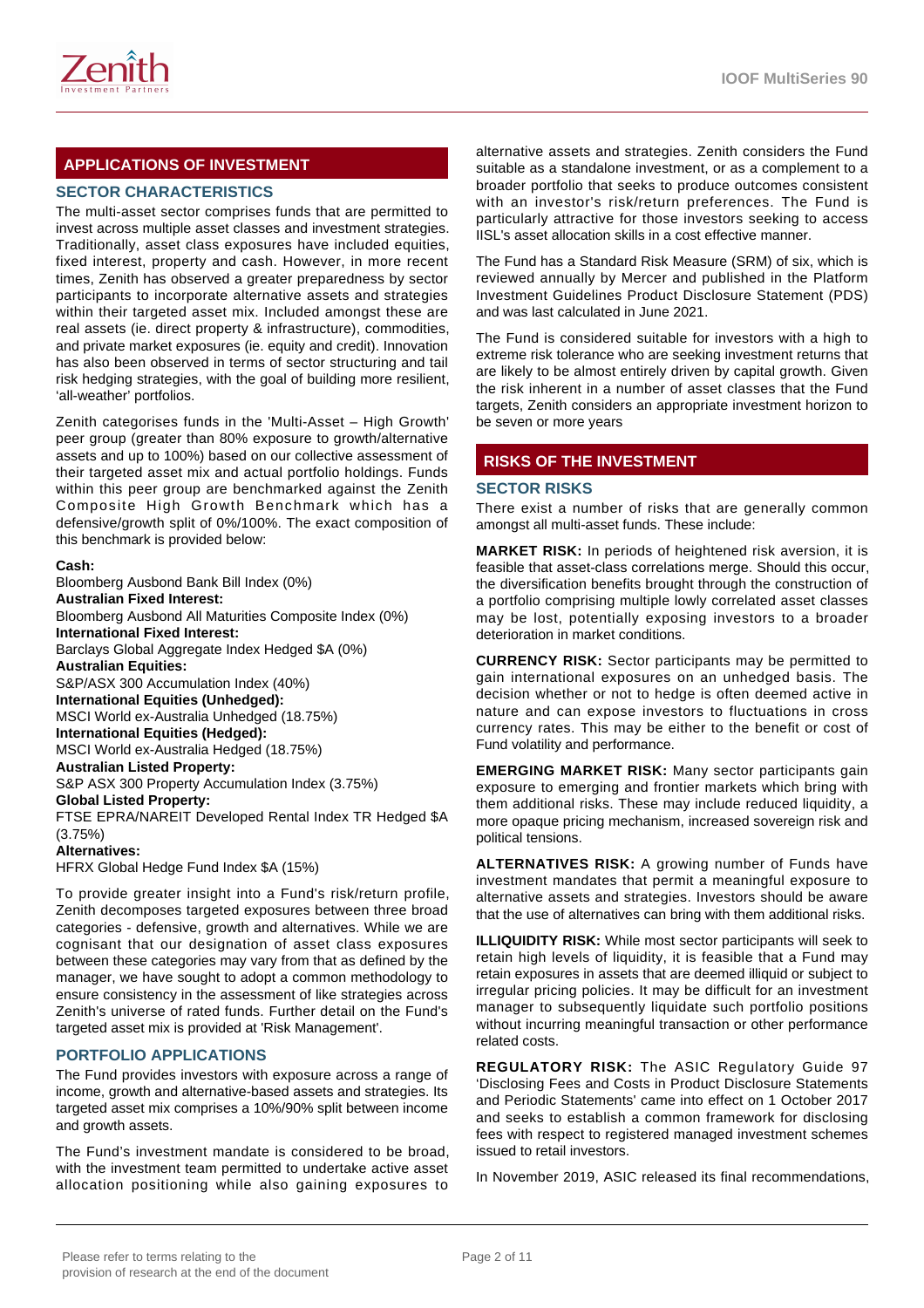## APPLICATIONS OF INVESTMENT

### SECTOR CHARACTERISTICS

The multi-asset sector comprises funds that are permitted to invest across multiple asset classes and investment strategies. Traditionally, asset class exposures have included equities, fixed interest, property and cash. However, in more recent times, Zenith has observed a greater preparedness by sector participants to incorporate alternative assets and strategies within their targeted asset mix. Included amongst these are real assets (ie. direct property & infrastructure), commodities, and private market exposures (ie. equity and credit). Innovation has also been observed in terms of sector structuring and tail risk hedging strategies, with the goal of building more resilient, 'all-weather' portfolios.

Zenith categorises funds in the 'Multi-Asset – High Growth' peer group (greater than 80% exposure to growth/alternative assets and up to 100%) based on our collective assessment of their targeted asset mix and actual portfolio holdings. Funds within this peer group are benchmarked against the Zenith Composite High Growth Benchmark which has a defensive/growth split of 0%/100%. The exact composition of this benchmark is provided below:

**Cash:**
Bloomberg Ausbond Bank Bill Index (0%)
**Australian Fixed Interest:**
Bloomberg Ausbond All Maturities Composite Index (0%)
**International Fixed Interest:**
Barclays Global Aggregate Index Hedged $A (0%)
**Australian Equities:**
S&P/ASX 300 Accumulation Index (40%)
**International Equities (Unhedged):**
MSCI World ex-Australia Unhedged (18.75%)
**International Equities (Hedged):**
MSCI World ex-Australia Hedged (18.75%)
**Australian Listed Property:**
S&P ASX 300 Property Accumulation Index (3.75%)
**Global Listed Property:**
FTSE EPRA/NAREIT Developed Rental Index TR Hedged $A (3.75%)
**Alternatives:**
HFRX Global Hedge Fund Index $A (15%)

To provide greater insight into a Fund's risk/return profile, Zenith decomposes targeted exposures between three broad categories - defensive, growth and alternatives. While we are cognisant that our designation of asset class exposures between these categories may vary from that as defined by the manager, we have sought to adopt a common methodology to ensure consistency in the assessment of like strategies across Zenith's universe of rated funds. Further detail on the Fund's targeted asset mix is provided at 'Risk Management'.

### PORTFOLIO APPLICATIONS

The Fund provides investors with exposure across a range of income, growth and alternative-based assets and strategies. Its targeted asset mix comprises a 10%/90% split between income and growth assets.

The Fund's investment mandate is considered to be broad, with the investment team permitted to undertake active asset allocation positioning while also gaining exposures to alternative assets and strategies. Zenith considers the Fund suitable as a standalone investment, or as a complement to a broader portfolio that seeks to produce outcomes consistent with an investor's risk/return preferences. The Fund is particularly attractive for those investors seeking to access IISL's asset allocation skills in a cost effective manner.

The Fund has a Standard Risk Measure (SRM) of six, which is reviewed annually by Mercer and published in the Platform Investment Guidelines Product Disclosure Statement (PDS) and was last calculated in June 2021.

The Fund is considered suitable for investors with a high to extreme risk tolerance who are seeking investment returns that are likely to be almost entirely driven by capital growth. Given the risk inherent in a number of asset classes that the Fund targets, Zenith considers an appropriate investment horizon to be seven or more years

## RISKS OF THE INVESTMENT

### SECTOR RISKS

There exist a number of risks that are generally common amongst all multi-asset funds. These include:

**MARKET RISK:** In periods of heightened risk aversion, it is feasible that asset-class correlations merge. Should this occur, the diversification benefits brought through the construction of a portfolio comprising multiple lowly correlated asset classes may be lost, potentially exposing investors to a broader deterioration in market conditions.

**CURRENCY RISK:** Sector participants may be permitted to gain international exposures on an unhedged basis. The decision whether or not to hedge is often deemed active in nature and can expose investors to fluctuations in cross currency rates. This may be either to the benefit or cost of Fund volatility and performance.

**EMERGING MARKET RISK:** Many sector participants gain exposure to emerging and frontier markets which bring with them additional risks. These may include reduced liquidity, a more opaque pricing mechanism, increased sovereign risk and political tensions.

**ALTERNATIVES RISK:** A growing number of Funds have investment mandates that permit a meaningful exposure to alternative assets and strategies. Investors should be aware that the use of alternatives can bring with them additional risks.

**ILLIQUIDITY RISK:** While most sector participants will seek to retain high levels of liquidity, it is feasible that a Fund may retain exposures in assets that are deemed illiquid or subject to irregular pricing policies. It may be difficult for an investment manager to subsequently liquidate such portfolio positions without incurring meaningful transaction or other performance related costs.

**REGULATORY RISK:** The ASIC Regulatory Guide 97 'Disclosing Fees and Costs in Product Disclosure Statements and Periodic Statements' came into effect on 1 October 2017 and seeks to establish a common framework for disclosing fees with respect to registered managed investment schemes issued to retail investors.

In November 2019, ASIC released its final recommendations,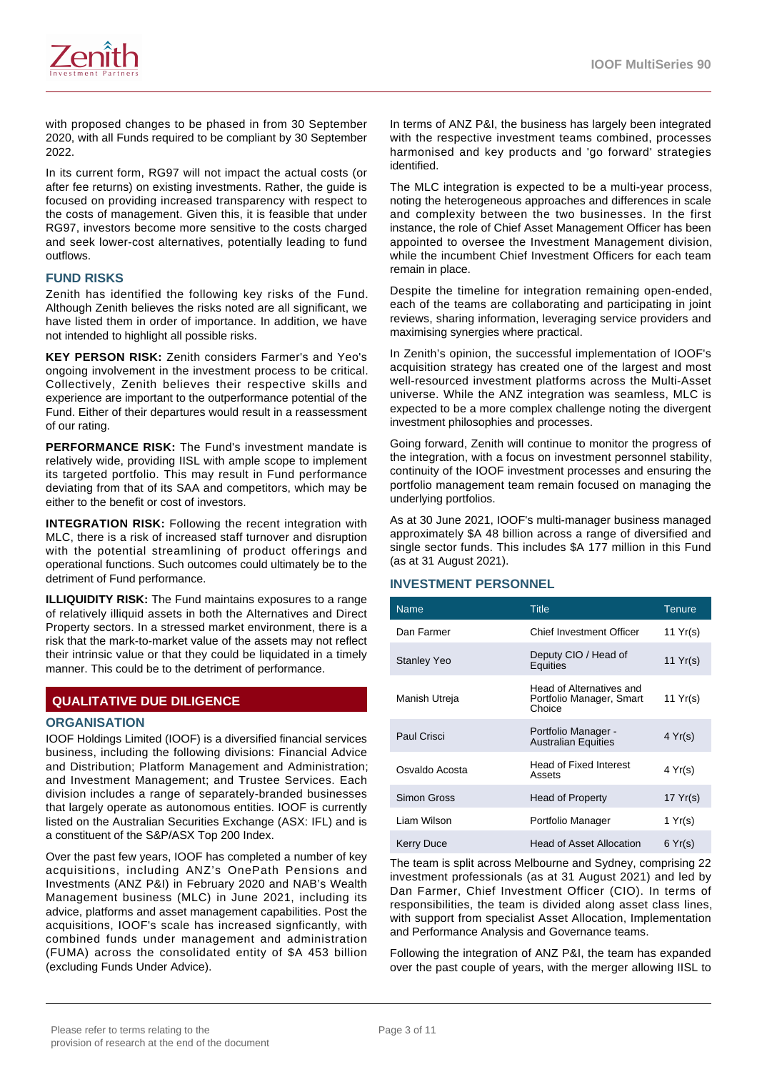with proposed changes to be phased in from 30 September 2020, with all Funds required to be compliant by 30 September 2022.

In its current form, RG97 will not impact the actual costs (or after fee returns) on existing investments. Rather, the guide is focused on providing increased transparency with respect to the costs of management. Given this, it is feasible that under RG97, investors become more sensitive to the costs charged and seek lower-cost alternatives, potentially leading to fund outflows.

### FUND RISKS

Zenith has identified the following key risks of the Fund. Although Zenith believes the risks noted are all significant, we have listed them in order of importance. In addition, we have not intended to highlight all possible risks.

**KEY PERSON RISK:** Zenith considers Farmer's and Yeo's ongoing involvement in the investment process to be critical. Collectively, Zenith believes their respective skills and experience are important to the outperformance potential of the Fund. Either of their departures would result in a reassessment of our rating.

**PERFORMANCE RISK:** The Fund's investment mandate is relatively wide, providing IISL with ample scope to implement its targeted portfolio. This may result in Fund performance deviating from that of its SAA and competitors, which may be either to the benefit or cost of investors.

**INTEGRATION RISK:** Following the recent integration with MLC, there is a risk of increased staff turnover and disruption with the potential streamlining of product offerings and operational functions. Such outcomes could ultimately be to the detriment of Fund performance.

**ILLIQUIDITY RISK:** The Fund maintains exposures to a range of relatively illiquid assets in both the Alternatives and Direct Property sectors. In a stressed market environment, there is a risk that the mark-to-market value of the assets may not reflect their intrinsic value or that they could be liquidated in a timely manner. This could be to the detriment of performance.

## QUALITATIVE DUE DILIGENCE

### ORGANISATION

IOOF Holdings Limited (IOOF) is a diversified financial services business, including the following divisions: Financial Advice and Distribution; Platform Management and Administration; and Investment Management; and Trustee Services. Each division includes a range of separately-branded businesses that largely operate as autonomous entities. IOOF is currently listed on the Australian Securities Exchange (ASX: IFL) and is a constituent of the S&P/ASX Top 200 Index.

Over the past few years, IOOF has completed a number of key acquisitions, including ANZ's OnePath Pensions and Investments (ANZ P&I) in February 2020 and NAB's Wealth Management business (MLC) in June 2021, including its advice, platforms and asset management capabilities. Post the acquisitions, IOOF's scale has increased signficantly, with combined funds under management and administration (FUMA) across the consolidated entity of $A 453 billion (excluding Funds Under Advice).

In terms of ANZ P&I, the business has largely been integrated with the respective investment teams combined, processes harmonised and key products and 'go forward' strategies identified.

The MLC integration is expected to be a multi-year process, noting the heterogeneous approaches and differences in scale and complexity between the two businesses. In the first instance, the role of Chief Asset Management Officer has been appointed to oversee the Investment Management division, while the incumbent Chief Investment Officers for each team remain in place.

Despite the timeline for integration remaining open-ended, each of the teams are collaborating and participating in joint reviews, sharing information, leveraging service providers and maximising synergies where practical.

In Zenith's opinion, the successful implementation of IOOF's acquisition strategy has created one of the largest and most well-resourced investment platforms across the Multi-Asset universe. While the ANZ integration was seamless, MLC is expected to be a more complex challenge noting the divergent investment philosophies and processes.

Going forward, Zenith will continue to monitor the progress of the integration, with a focus on investment personnel stability, continuity of the IOOF investment processes and ensuring the portfolio management team remain focused on managing the underlying portfolios.

As at 30 June 2021, IOOF's multi-manager business managed approximately $A 48 billion across a range of diversified and single sector funds. This includes $A 177 million in this Fund (as at 31 August 2021).

### INVESTMENT PERSONNEL

| Name | Title | Tenure |
|---|---|---|
| Dan Farmer | Chief Investment Officer | 11 Yr(s) |
| Stanley Yeo | Deputy CIO / Head of Equities | 11 Yr(s) |
| Manish Utreja | Head of Alternatives and Portfolio Manager, Smart Choice | 11 Yr(s) |
| Paul Crisci | Portfolio Manager - Australian Equities | 4 Yr(s) |
| Osvaldo Acosta | Head of Fixed Interest Assets | 4 Yr(s) |
| Simon Gross | Head of Property | 17 Yr(s) |
| Liam Wilson | Portfolio Manager | 1 Yr(s) |
| Kerry Duce | Head of Asset Allocation | 6 Yr(s) |

The team is split across Melbourne and Sydney, comprising 22 investment professionals (as at 31 August 2021) and led by Dan Farmer, Chief Investment Officer (CIO). In terms of responsibilities, the team is divided along asset class lines, with support from specialist Asset Allocation, Implementation and Performance Analysis and Governance teams.

Following the integration of ANZ P&I, the team has expanded over the past couple of years, with the merger allowing IISL to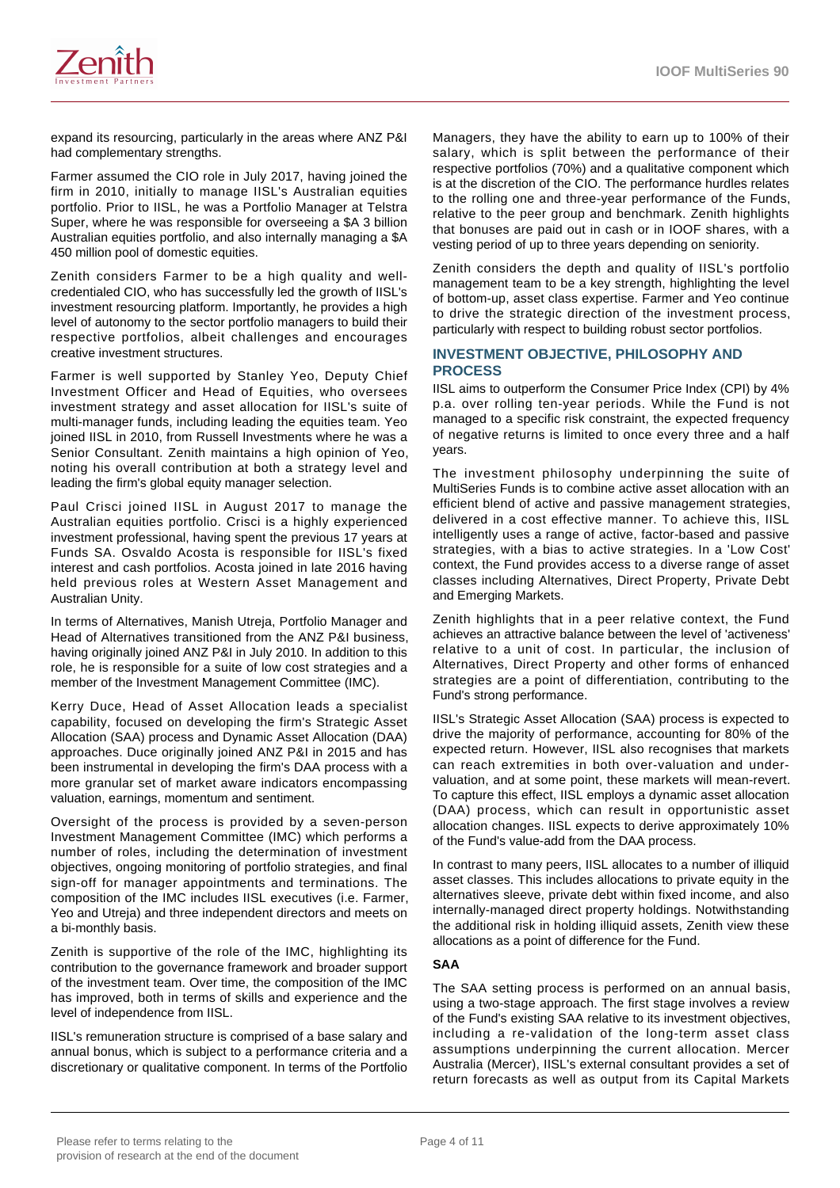expand its resourcing, particularly in the areas where ANZ P&I had complementary strengths.

Farmer assumed the CIO role in July 2017, having joined the firm in 2010, initially to manage IISL's Australian equities portfolio. Prior to IISL, he was a Portfolio Manager at Telstra Super, where he was responsible for overseeing a $A 3 billion Australian equities portfolio, and also internally managing a $A 450 million pool of domestic equities.

Zenith considers Farmer to be a high quality and well-credentialed CIO, who has successfully led the growth of IISL's investment resourcing platform. Importantly, he provides a high level of autonomy to the sector portfolio managers to build their respective portfolios, albeit challenges and encourages creative investment structures.

Farmer is well supported by Stanley Yeo, Deputy Chief Investment Officer and Head of Equities, who oversees investment strategy and asset allocation for IISL's suite of multi-manager funds, including leading the equities team. Yeo joined IISL in 2010, from Russell Investments where he was a Senior Consultant. Zenith maintains a high opinion of Yeo, noting his overall contribution at both a strategy level and leading the firm's global equity manager selection.

Paul Crisci joined IISL in August 2017 to manage the Australian equities portfolio. Crisci is a highly experienced investment professional, having spent the previous 17 years at Funds SA. Osvaldo Acosta is responsible for IISL's fixed interest and cash portfolios. Acosta joined in late 2016 having held previous roles at Western Asset Management and Australian Unity.

In terms of Alternatives, Manish Utreja, Portfolio Manager and Head of Alternatives transitioned from the ANZ P&I business, having originally joined ANZ P&I in July 2010. In addition to this role, he is responsible for a suite of low cost strategies and a member of the Investment Management Committee (IMC).

Kerry Duce, Head of Asset Allocation leads a specialist capability, focused on developing the firm's Strategic Asset Allocation (SAA) process and Dynamic Asset Allocation (DAA) approaches. Duce originally joined ANZ P&I in 2015 and has been instrumental in developing the firm's DAA process with a more granular set of market aware indicators encompassing valuation, earnings, momentum and sentiment.

Oversight of the process is provided by a seven-person Investment Management Committee (IMC) which performs a number of roles, including the determination of investment objectives, ongoing monitoring of portfolio strategies, and final sign-off for manager appointments and terminations. The composition of the IMC includes IISL executives (i.e. Farmer, Yeo and Utreja) and three independent directors and meets on a bi-monthly basis.

Zenith is supportive of the role of the IMC, highlighting its contribution to the governance framework and broader support of the investment team. Over time, the composition of the IMC has improved, both in terms of skills and experience and the level of independence from IISL.

IISL's remuneration structure is comprised of a base salary and annual bonus, which is subject to a performance criteria and a discretionary or qualitative component. In terms of the Portfolio Managers, they have the ability to earn up to 100% of their salary, which is split between the performance of their respective portfolios (70%) and a qualitative component which is at the discretion of the CIO. The performance hurdles relates to the rolling one and three-year performance of the Funds, relative to the peer group and benchmark. Zenith highlights that bonuses are paid out in cash or in IOOF shares, with a vesting period of up to three years depending on seniority.

Zenith considers the depth and quality of IISL's portfolio management team to be a key strength, highlighting the level of bottom-up, asset class expertise. Farmer and Yeo continue to drive the strategic direction of the investment process, particularly with respect to building robust sector portfolios.

## INVESTMENT OBJECTIVE, PHILOSOPHY AND PROCESS

IISL aims to outperform the Consumer Price Index (CPI) by 4% p.a. over rolling ten-year periods. While the Fund is not managed to a specific risk constraint, the expected frequency of negative returns is limited to once every three and a half years.

The investment philosophy underpinning the suite of MultiSeries Funds is to combine active asset allocation with an efficient blend of active and passive management strategies, delivered in a cost effective manner. To achieve this, IISL intelligently uses a range of active, factor-based and passive strategies, with a bias to active strategies. In a 'Low Cost' context, the Fund provides access to a diverse range of asset classes including Alternatives, Direct Property, Private Debt and Emerging Markets.

Zenith highlights that in a peer relative context, the Fund achieves an attractive balance between the level of 'activeness' relative to a unit of cost. In particular, the inclusion of Alternatives, Direct Property and other forms of enhanced strategies are a point of differentiation, contributing to the Fund's strong performance.

IISL's Strategic Asset Allocation (SAA) process is expected to drive the majority of performance, accounting for 80% of the expected return. However, IISL also recognises that markets can reach extremities in both over-valuation and under-valuation, and at some point, these markets will mean-revert. To capture this effect, IISL employs a dynamic asset allocation (DAA) process, which can result in opportunistic asset allocation changes. IISL expects to derive approximately 10% of the Fund's value-add from the DAA process.

In contrast to many peers, IISL allocates to a number of illiquid asset classes. This includes allocations to private equity in the alternatives sleeve, private debt within fixed income, and also internally-managed direct property holdings. Notwithstanding the additional risk in holding illiquid assets, Zenith view these allocations as a point of difference for the Fund.

### SAA

The SAA setting process is performed on an annual basis, using a two-stage approach. The first stage involves a review of the Fund's existing SAA relative to its investment objectives, including a re-validation of the long-term asset class assumptions underpinning the current allocation. Mercer Australia (Mercer), IISL's external consultant provides a set of return forecasts as well as output from its Capital Markets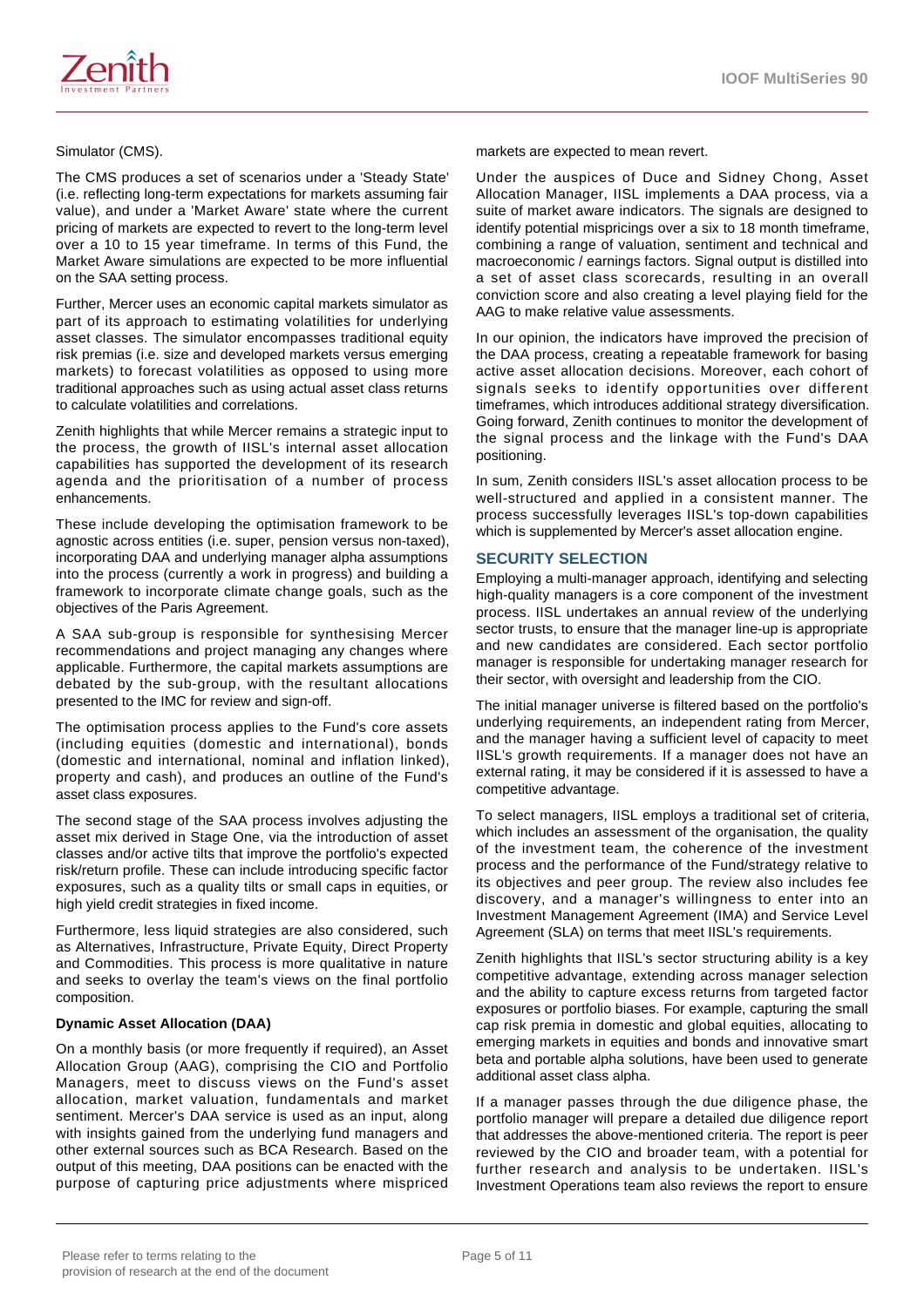Simulator (CMS).

The CMS produces a set of scenarios under a 'Steady State' (i.e. reflecting long-term expectations for markets assuming fair value), and under a 'Market Aware' state where the current pricing of markets are expected to revert to the long-term level over a 10 to 15 year timeframe. In terms of this Fund, the Market Aware simulations are expected to be more influential on the SAA setting process.

Further, Mercer uses an economic capital markets simulator as part of its approach to estimating volatilities for underlying asset classes. The simulator encompasses traditional equity risk premias (i.e. size and developed markets versus emerging markets) to forecast volatilities as opposed to using more traditional approaches such as using actual asset class returns to calculate volatilities and correlations.

Zenith highlights that while Mercer remains a strategic input to the process, the growth of IISL's internal asset allocation capabilities has supported the development of its research agenda and the prioritisation of a number of process enhancements.

These include developing the optimisation framework to be agnostic across entities (i.e. super, pension versus non-taxed), incorporating DAA and underlying manager alpha assumptions into the process (currently a work in progress) and building a framework to incorporate climate change goals, such as the objectives of the Paris Agreement.

A SAA sub-group is responsible for synthesising Mercer recommendations and project managing any changes where applicable. Furthermore, the capital markets assumptions are debated by the sub-group, with the resultant allocations presented to the IMC for review and sign-off.

The optimisation process applies to the Fund's core assets (including equities (domestic and international), bonds (domestic and international, nominal and inflation linked), property and cash), and produces an outline of the Fund's asset class exposures.

The second stage of the SAA process involves adjusting the asset mix derived in Stage One, via the introduction of asset classes and/or active tilts that improve the portfolio's expected risk/return profile. These can include introducing specific factor exposures, such as a quality tilts or small caps in equities, or high yield credit strategies in fixed income.

Furthermore, less liquid strategies are also considered, such as Alternatives, Infrastructure, Private Equity, Direct Property and Commodities. This process is more qualitative in nature and seeks to overlay the team's views on the final portfolio composition.

**Dynamic Asset Allocation (DAA)**

On a monthly basis (or more frequently if required), an Asset Allocation Group (AAG), comprising the CIO and Portfolio Managers, meet to discuss views on the Fund's asset allocation, market valuation, fundamentals and market sentiment. Mercer's DAA service is used as an input, along with insights gained from the underlying fund managers and other external sources such as BCA Research. Based on the output of this meeting, DAA positions can be enacted with the purpose of capturing price adjustments where mispriced markets are expected to mean revert.

Under the auspices of Duce and Sidney Chong, Asset Allocation Manager, IISL implements a DAA process, via a suite of market aware indicators. The signals are designed to identify potential mispricings over a six to 18 month timeframe, combining a range of valuation, sentiment and technical and macroeconomic / earnings factors. Signal output is distilled into a set of asset class scorecards, resulting in an overall conviction score and also creating a level playing field for the AAG to make relative value assessments.

In our opinion, the indicators have improved the precision of the DAA process, creating a repeatable framework for basing active asset allocation decisions. Moreover, each cohort of signals seeks to identify opportunities over different timeframes, which introduces additional strategy diversification. Going forward, Zenith continues to monitor the development of the signal process and the linkage with the Fund's DAA positioning.

In sum, Zenith considers IISL's asset allocation process to be well-structured and applied in a consistent manner. The process successfully leverages IISL's top-down capabilities which is supplemented by Mercer's asset allocation engine.

## SECURITY SELECTION

Employing a multi-manager approach, identifying and selecting high-quality managers is a core component of the investment process. IISL undertakes an annual review of the underlying sector trusts, to ensure that the manager line-up is appropriate and new candidates are considered. Each sector portfolio manager is responsible for undertaking manager research for their sector, with oversight and leadership from the CIO.

The initial manager universe is filtered based on the portfolio's underlying requirements, an independent rating from Mercer, and the manager having a sufficient level of capacity to meet IISL's growth requirements. If a manager does not have an external rating, it may be considered if it is assessed to have a competitive advantage.

To select managers, IISL employs a traditional set of criteria, which includes an assessment of the organisation, the quality of the investment team, the coherence of the investment process and the performance of the Fund/strategy relative to its objectives and peer group. The review also includes fee discovery, and a manager's willingness to enter into an Investment Management Agreement (IMA) and Service Level Agreement (SLA) on terms that meet IISL's requirements.

Zenith highlights that IISL's sector structuring ability is a key competitive advantage, extending across manager selection and the ability to capture excess returns from targeted factor exposures or portfolio biases. For example, capturing the small cap risk premia in domestic and global equities, allocating to emerging markets in equities and bonds and innovative smart beta and portable alpha solutions, have been used to generate additional asset class alpha.

If a manager passes through the due diligence phase, the portfolio manager will prepare a detailed due diligence report that addresses the above-mentioned criteria. The report is peer reviewed by the CIO and broader team, with a potential for further research and analysis to be undertaken. IISL's Investment Operations team also reviews the report to ensure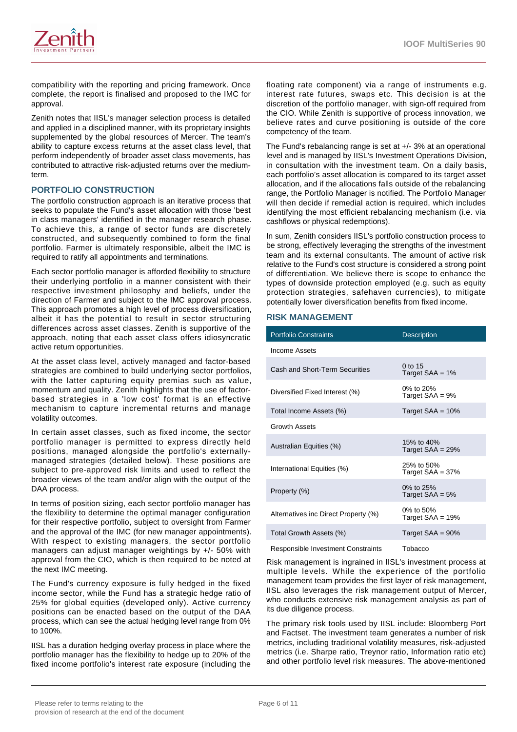compatibility with the reporting and pricing framework. Once complete, the report is finalised and proposed to the IMC for approval.

Zenith notes that IISL's manager selection process is detailed and applied in a disciplined manner, with its proprietary insights supplemented by the global resources of Mercer. The team's ability to capture excess returns at the asset class level, that perform independently of broader asset class movements, has contributed to attractive risk-adjusted returns over the medium-term.

## PORTFOLIO CONSTRUCTION

The portfolio construction approach is an iterative process that seeks to populate the Fund's asset allocation with those 'best in class managers' identified in the manager research phase. To achieve this, a range of sector funds are discretely constructed, and subsequently combined to form the final portfolio. Farmer is ultimately responsible, albeit the IMC is required to ratify all appointments and terminations.

Each sector portfolio manager is afforded flexibility to structure their underlying portfolio in a manner consistent with their respective investment philosophy and beliefs, under the direction of Farmer and subject to the IMC approval process. This approach promotes a high level of process diversification, albeit it has the potential to result in sector structuring differences across asset classes. Zenith is supportive of the approach, noting that each asset class offers idiosyncratic active return opportunities.

At the asset class level, actively managed and factor-based strategies are combined to build underlying sector portfolios, with the latter capturing equity premias such as value, momentum and quality. Zenith highlights that the use of factor-based strategies in a 'low cost' format is an effective mechanism to capture incremental returns and manage volatility outcomes.

In certain asset classes, such as fixed income, the sector portfolio manager is permitted to express directly held positions, managed alongside the portfolio's externally-managed strategies (detailed below). These positions are subject to pre-approved risk limits and used to reflect the broader views of the team and/or align with the output of the DAA process.

In terms of position sizing, each sector portfolio manager has the flexibility to determine the optimal manager configuration for their respective portfolio, subject to oversight from Farmer and the approval of the IMC (for new manager appointments). With respect to existing managers, the sector portfolio managers can adjust manager weightings by +/- 50% with approval from the CIO, which is then required to be noted at the next IMC meeting.

The Fund's currency exposure is fully hedged in the fixed income sector, while the Fund has a strategic hedge ratio of 25% for global equities (developed only). Active currency positions can be enacted based on the output of the DAA process, which can see the actual hedging level range from 0% to 100%.

IISL has a duration hedging overlay process in place where the portfolio manager has the flexibility to hedge up to 20% of the fixed income portfolio's interest rate exposure (including the floating rate component) via a range of instruments e.g. interest rate futures, swaps etc. This decision is at the discretion of the portfolio manager, with sign-off required from the CIO. While Zenith is supportive of process innovation, we believe rates and curve positioning is outside of the core competency of the team.

The Fund's rebalancing range is set at +/- 3% at an operational level and is managed by IISL's Investment Operations Division, in consultation with the investment team. On a daily basis, each portfolio's asset allocation is compared to its target asset allocation, and if the allocations falls outside of the rebalancing range, the Portfolio Manager is notified. The Portfolio Manager will then decide if remedial action is required, which includes identifying the most efficient rebalancing mechanism (i.e. via cashflows or physical redemptions).

In sum, Zenith considers IISL's portfolio construction process to be strong, effectively leveraging the strengths of the investment team and its external consultants. The amount of active risk relative to the Fund's cost structure is considered a strong point of differentiation. We believe there is scope to enhance the types of downside protection employed (e.g. such as equity protection strategies, safehaven currencies), to mitigate potentially lower diversification benefits from fixed income.

## RISK MANAGEMENT

| Portfolio Constraints | Description |
|---|---|
| Income Assets | |
| Cash and Short-Term Securities | 0 to 15<br>Target SAA = 1% |
| Diversified Fixed Interest (%) | 0% to 20%<br>Target SAA = 9% |
| Total Income Assets (%) | Target SAA = 10% |
| Growth Assets | |
| Australian Equities (%) | 15% to 40%<br>Target SAA = 29% |
| International Equities (%) | 25% to 50%<br>Target SAA = 37% |
| Property (%) | 0% to 25%<br>Target SAA = 5% |
| Alternatives inc Direct Property (%) | 0% to 50%<br>Target SAA = 19% |
| Total Growth Assets (%) | Target SAA = 90% |
| Responsible Investment Constraints | Tobacco |

Risk management is ingrained in IISL's investment process at multiple levels. While the experience of the portfolio management team provides the first layer of risk management, IISL also leverages the risk management output of Mercer, who conducts extensive risk management analysis as part of its due diligence process.

The primary risk tools used by IISL include: Bloomberg Port and Factset. The investment team generates a number of risk metrics, including traditional volatility measures, risk-adjusted metrics (i.e. Sharpe ratio, Treynor ratio, Information ratio etc) and other portfolio level risk measures. The above-mentioned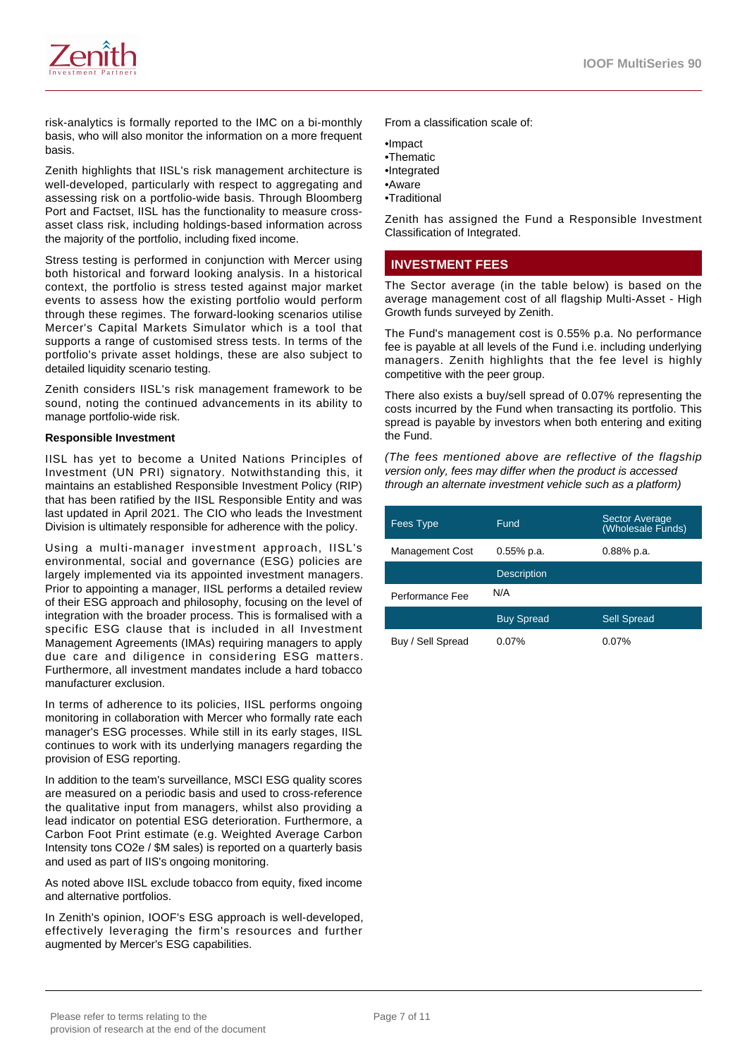risk-analytics is formally reported to the IMC on a bi-monthly basis, who will also monitor the information on a more frequent basis.

Zenith highlights that IISL's risk management architecture is well-developed, particularly with respect to aggregating and assessing risk on a portfolio-wide basis. Through Bloomberg Port and Factset, IISL has the functionality to measure cross-asset class risk, including holdings-based information across the majority of the portfolio, including fixed income.

Stress testing is performed in conjunction with Mercer using both historical and forward looking analysis. In a historical context, the portfolio is stress tested against major market events to assess how the existing portfolio would perform through these regimes. The forward-looking scenarios utilise Mercer's Capital Markets Simulator which is a tool that supports a range of customised stress tests. In terms of the portfolio's private asset holdings, these are also subject to detailed liquidity scenario testing.

Zenith considers IISL's risk management framework to be sound, noting the continued advancements in its ability to manage portfolio-wide risk.

**Responsible Investment**

IISL has yet to become a United Nations Principles of Investment (UN PRI) signatory. Notwithstanding this, it maintains an established Responsible Investment Policy (RIP) that has been ratified by the IISL Responsible Entity and was last updated in April 2021. The CIO who leads the Investment Division is ultimately responsible for adherence with the policy.

Using a multi-manager investment approach, IISL's environmental, social and governance (ESG) policies are largely implemented via its appointed investment managers. Prior to appointing a manager, IISL performs a detailed review of their ESG approach and philosophy, focusing on the level of integration with the broader process. This is formalised with a specific ESG clause that is included in all Investment Management Agreements (IMAs) requiring managers to apply due care and diligence in considering ESG matters. Furthermore, all investment mandates include a hard tobacco manufacturer exclusion.

In terms of adherence to its policies, IISL performs ongoing monitoring in collaboration with Mercer who formally rate each manager's ESG processes. While still in its early stages, IISL continues to work with its underlying managers regarding the provision of ESG reporting.

In addition to the team's surveillance, MSCI ESG quality scores are measured on a periodic basis and used to cross-reference the qualitative input from managers, whilst also providing a lead indicator on potential ESG deterioration. Furthermore, a Carbon Foot Print estimate (e.g. Weighted Average Carbon Intensity tons $CO_2e$ / $M sales) is reported on a quarterly basis and used as part of IIS's ongoing monitoring.

As noted above IISL exclude tobacco from equity, fixed income and alternative portfolios.

In Zenith's opinion, IOOF's ESG approach is well-developed, effectively leveraging the firm's resources and further augmented by Mercer's ESG capabilities.

From a classification scale of:

- Impact
- Thematic
- Integrated
- Aware
- Traditional

Zenith has assigned the Fund a Responsible Investment Classification of Integrated.

## INVESTMENT FEES

The Sector average (in the table below) is based on the average management cost of all flagship Multi-Asset - High Growth funds surveyed by Zenith.

The Fund's management cost is 0.55% p.a. No performance fee is payable at all levels of the Fund i.e. including underlying managers. Zenith highlights that the fee level is highly competitive with the peer group.

There also exists a buy/sell spread of 0.07% representing the costs incurred by the Fund when transacting its portfolio. This spread is payable by investors when both entering and exiting the Fund.

*(The fees mentioned above are reflective of the flagship version only, fees may differ when the product is accessed through an alternate investment vehicle such as a platform)*

| Fees Type | Fund | Sector Average (Wholesale Funds) |
|---|---|---|
| Management Cost | 0.55% p.a. | 0.88% p.a. |
| | Description | |
| Performance Fee | N/A | |
| | Buy Spread | Sell Spread |
| Buy / Sell Spread | 0.07% | 0.07% |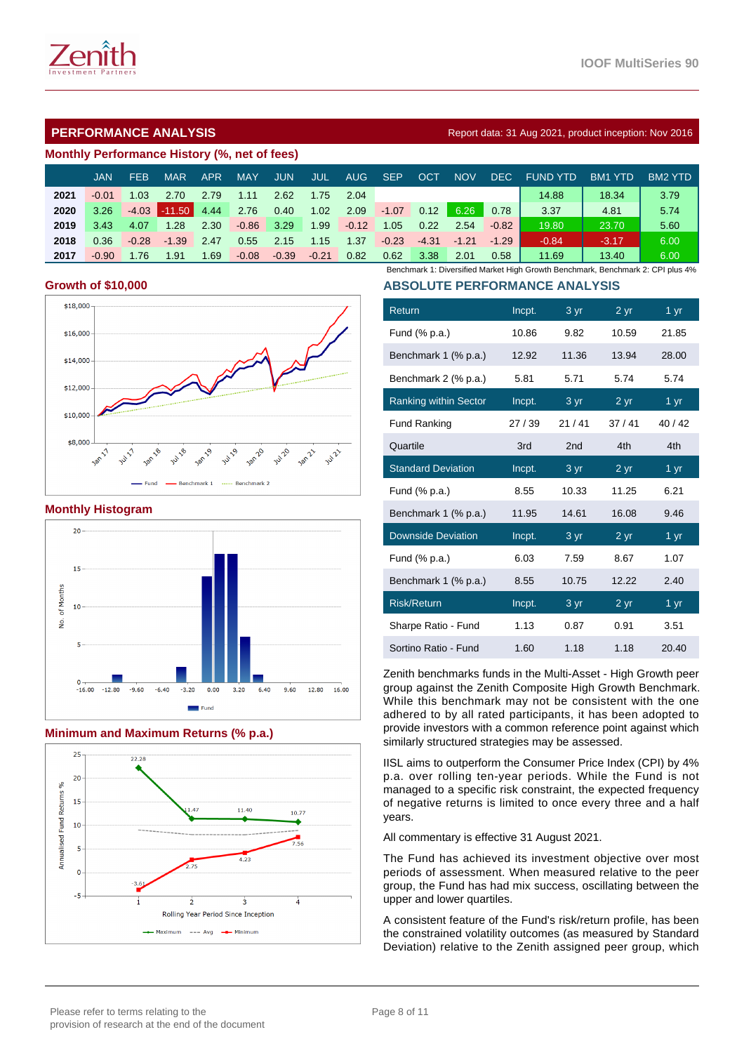## PERFORMANCE ANALYSIS

Report data: 31 Aug 2021, product inception: Nov 2016

### Monthly Performance History (%, net of fees)

| | JAN | FEB | MAR | APR | MAY | JUN | JUL | AUG | SEP | OCT | NOV | DEC | FUND YTD | BM1 YTD | BM2 YTD |
|---|---|---|---|---|---|---|---|---|---|---|---|---|---|---|---|
| 2021 | -0.01 | 1.03 | 2.70 | 2.79 | 1.11 | 2.62 | 1.75 | 2.04 | | | | | 14.88 | 18.34 | 3.79 |
| 2020 | 3.26 | -4.03 | -11.50 | 4.44 | 2.76 | 0.40 | 1.02 | 2.09 | -1.07 | 0.12 | 6.26 | 0.78 | 3.37 | 4.81 | 5.74 |
| 2019 | 3.43 | 4.07 | 1.28 | 2.30 | -0.86 | 3.29 | 1.99 | -0.12 | 1.05 | 0.22 | 2.54 | -0.82 | 19.80 | 23.70 | 5.60 |
| 2018 | 0.36 | -0.28 | -1.39 | 2.47 | 0.55 | 2.15 | 1.15 | 1.37 | -0.23 | -4.31 | -1.21 | -1.29 | -0.84 | -3.17 | 6.00 |
| 2017 | -0.90 | 1.76 | 1.91 | 1.69 | -0.08 | -0.39 | -0.21 | 0.82 | 0.62 | 3.38 | 2.01 | 0.58 | 11.69 | 13.40 | 6.00 |

Benchmark 1: Diversified Market High Growth Benchmark, Benchmark 2: CPI plus 4%

### Growth of $10,000

### Monthly Histogram

### Minimum and Maximum Returns (% p.a.)

### ABSOLUTE PERFORMANCE ANALYSIS

| Return | Incpt. | 3 yr | 2 yr | 1 yr |
|---|---|---|---|---|
| Fund (% p.a.) | 10.86 | 9.82 | 10.59 | 21.85 |
| Benchmark 1 (% p.a.) | 12.92 | 11.36 | 13.94 | 28.00 |
| Benchmark 2 (% p.a.) | 5.81 | 5.71 | 5.74 | 5.74 |
| **Ranking within Sector** | **Incpt.** | **3 yr** | **2 yr** | **1 yr** |
| Fund Ranking | 27 / 39 | 21 / 41 | 37 / 41 | 40 / 42 |
| Quartile | 3rd | 2nd | 4th | 4th |
| **Standard Deviation** | **Incpt.** | **3 yr** | **2 yr** | **1 yr** |
| Fund (% p.a.) | 8.55 | 10.33 | 11.25 | 6.21 |
| Benchmark 1 (% p.a.) | 11.95 | 14.61 | 16.08 | 9.46 |
| **Downside Deviation** | **Incpt.** | **3 yr** | **2 yr** | **1 yr** |
| Fund (% p.a.) | 6.03 | 7.59 | 8.67 | 1.07 |
| Benchmark 1 (% p.a.) | 8.55 | 10.75 | 12.22 | 2.40 |
| **Risk/Return** | **Incpt.** | **3 yr** | **2 yr** | **1 yr** |
| Sharpe Ratio - Fund | 1.13 | 0.87 | 0.91 | 3.51 |
| Sortino Ratio - Fund | 1.60 | 1.18 | 1.18 | 20.40 |

Zenith benchmarks funds in the Multi-Asset - High Growth peer group against the Zenith Composite High Growth Benchmark. While this benchmark may not be consistent with the one adhered to by all rated participants, it has been adopted to provide investors with a common reference point against which similarly structured strategies may be assessed.

IISL aims to outperform the Consumer Price Index (CPI) by 4% p.a. over rolling ten-year periods. While the Fund is not managed to a specific risk constraint, the expected frequency of negative returns is limited to once every three and a half years.

All commentary is effective 31 August 2021.

The Fund has achieved its investment objective over most periods of assessment. When measured relative to the peer group, the Fund has had mix success, oscillating between the upper and lower quartiles.

A consistent feature of the Fund's risk/return profile, has been the constrained volatility outcomes (as measured by Standard Deviation) relative to the Zenith assigned peer group, which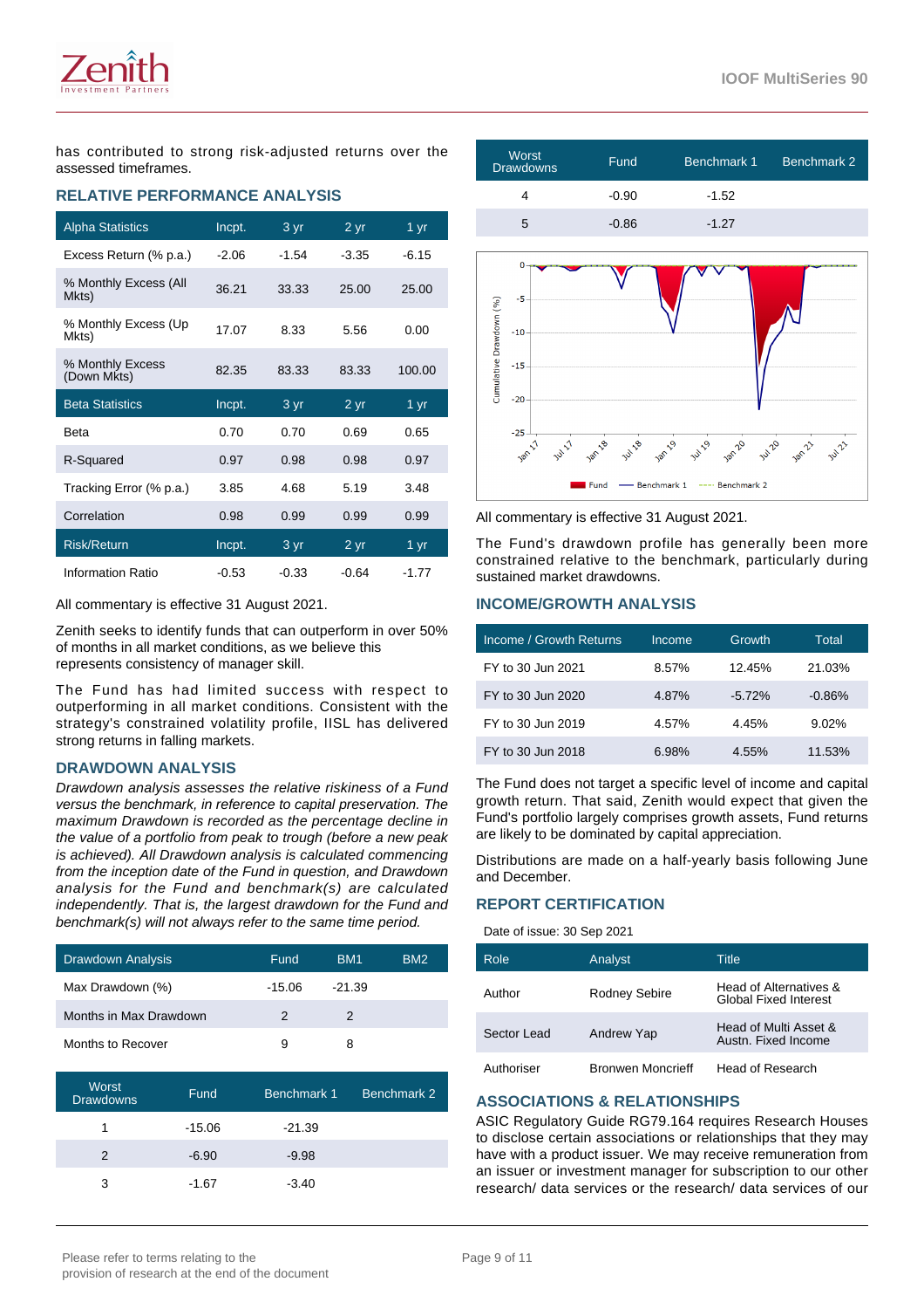has contributed to strong risk-adjusted returns over the assessed timeframes.

## RELATIVE PERFORMANCE ANALYSIS

| Alpha Statistics | Incpt. | 3 yr | 2 yr | 1 yr |
|---|---|---|---|---|
| Excess Return (% p.a.) | -2.06 | -1.54 | -3.35 | -6.15 |
| % Monthly Excess (All Mkts) | 36.21 | 33.33 | 25.00 | 25.00 |
| % Monthly Excess (Up Mkts) | 17.07 | 8.33 | 5.56 | 0.00 |
| % Monthly Excess (Down Mkts) | 82.35 | 83.33 | 83.33 | 100.00 |
| **Beta Statistics** | **Incpt.** | **3 yr** | **2 yr** | **1 yr** |
| Beta | 0.70 | 0.70 | 0.69 | 0.65 |
| R-Squared | 0.97 | 0.98 | 0.98 | 0.97 |
| Tracking Error (% p.a.) | 3.85 | 4.68 | 5.19 | 3.48 |
| Correlation | 0.98 | 0.99 | 0.99 | 0.99 |
| **Risk/Return** | **Incpt.** | **3 yr** | **2 yr** | **1 yr** |
| Information Ratio | -0.53 | -0.33 | -0.64 | -1.77 |

All commentary is effective 31 August 2021.

Zenith seeks to identify funds that can outperform in over 50% of months in all market conditions, as we believe this represents consistency of manager skill.

The Fund has had limited success with respect to outperforming in all market conditions. Consistent with the strategy's constrained volatility profile, IISL has delivered strong returns in falling markets.

## DRAWDOWN ANALYSIS

*Drawdown analysis assesses the relative riskiness of a Fund versus the benchmark, in reference to capital preservation. The maximum Drawdown is recorded as the percentage decline in the value of a portfolio from peak to trough (before a new peak is achieved). All Drawdown analysis is calculated commencing from the inception date of the Fund in question, and Drawdown analysis for the Fund and benchmark(s) are calculated independently. That is, the largest drawdown for the Fund and benchmark(s) will not always refer to the same time period.*

| Drawdown Analysis | Fund | BM1 | BM2 |
|---|---|---|---|
| Max Drawdown (%) | -15.06 | -21.39 | |
| Months in Max Drawdown | 2 | 2 | |
| Months to Recover | 9 | 8 | |

| Worst Drawdowns | Fund | Benchmark 1 | Benchmark 2 |
|---|---|---|---|
| 1 | -15.06 | -21.39 | |
| 2 | -6.90 | -9.98 | |
| 3 | -1.67 | -3.40 | |
| 4 | -0.90 | -1.52 | |
| 5 | -0.86 | -1.27 | |

All commentary is effective 31 August 2021.

The Fund's drawdown profile has generally been more constrained relative to the benchmark, particularly during sustained market drawdowns.

## INCOME/GROWTH ANALYSIS

| Income / Growth Returns | Income | Growth | Total |
|---|---|---|---|
| FY to 30 Jun 2021 | 8.57% | 12.45% | 21.03% |
| FY to 30 Jun 2020 | 4.87% | -5.72% | -0.86% |
| FY to 30 Jun 2019 | 4.57% | 4.45% | 9.02% |
| FY to 30 Jun 2018 | 6.98% | 4.55% | 11.53% |

The Fund does not target a specific level of income and capital growth return. That said, Zenith would expect that given the Fund's portfolio largely comprises growth assets, Fund returns are likely to be dominated by capital appreciation.

Distributions are made on a half-yearly basis following June and December.

## REPORT CERTIFICATION

Date of issue: 30 Sep 2021

| Role | Analyst | Title |
|---|---|---|
| Author | Rodney Sebire | Head of Alternatives & Global Fixed Interest |
| Sector Lead | Andrew Yap | Head of Multi Asset & Austn. Fixed Income |
| Authoriser | Bronwen Moncrieff | Head of Research |

## ASSOCIATIONS & RELATIONSHIPS

ASIC Regulatory Guide RG79.164 requires Research Houses to disclose certain associations or relationships that they may have with a product issuer. We may receive remuneration from an issuer or investment manager for subscription to our other research/ data services or the research/ data services of our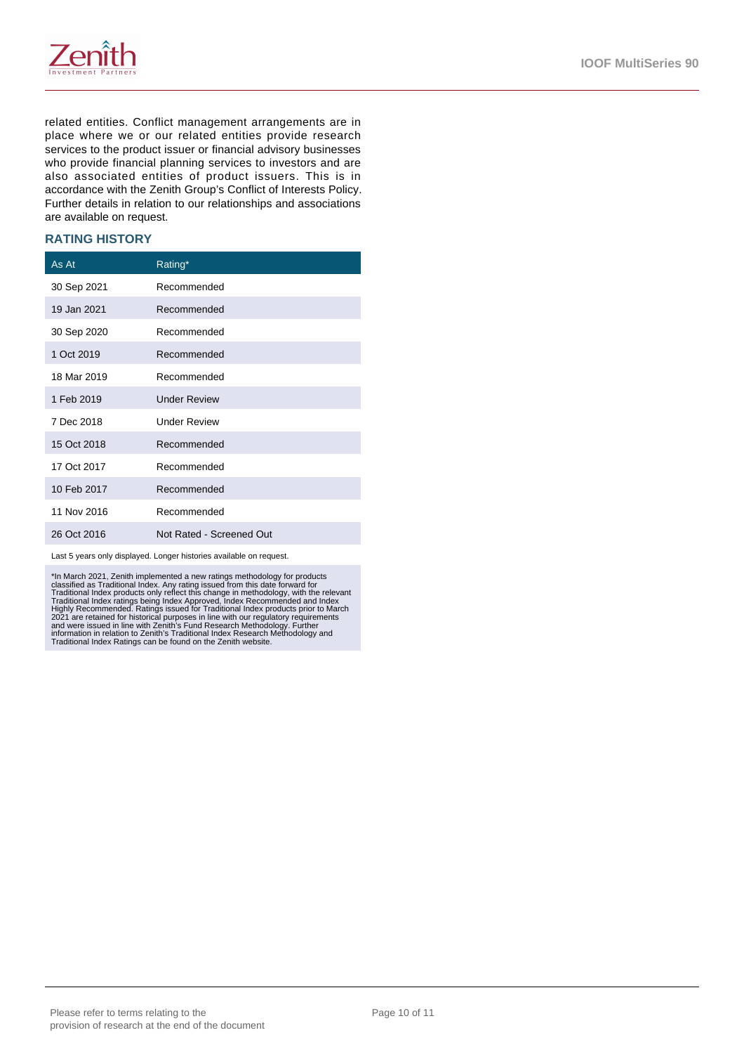related entities. Conflict management arrangements are in place where we or our related entities provide research services to the product issuer or financial advisory businesses who provide financial planning services to investors and are also associated entities of product issuers. This is in accordance with the Zenith Group's Conflict of Interests Policy. Further details in relation to our relationships and associations are available on request.

## RATING HISTORY

| As At | Rating* |
|---|---|
| 30 Sep 2021 | Recommended |
| 19 Jan 2021 | Recommended |
| 30 Sep 2020 | Recommended |
| 1 Oct 2019 | Recommended |
| 18 Mar 2019 | Recommended |
| 1 Feb 2019 | Under Review |
| 7 Dec 2018 | Under Review |
| 15 Oct 2018 | Recommended |
| 17 Oct 2017 | Recommended |
| 10 Feb 2017 | Recommended |
| 11 Nov 2016 | Recommended |
| 26 Oct 2016 | Not Rated - Screened Out |

Last 5 years only displayed. Longer histories available on request.

*In March 2021, Zenith implemented a new ratings methodology for products classified as Traditional Index. Any rating issued from this date forward for Traditional Index products only reflect this change in methodology, with the relevant Traditional Index ratings being Index Approved, Index Recommended and Index Highly Recommended. Ratings issued for Traditional Index products prior to March 2021 are retained for historical purposes in line with our regulatory requirements and were issued in line with Zenith's Fund Research Methodology. Further information in relation to Zenith's Traditional Index Research Methodology and Traditional Index Ratings can be found on the Zenith website.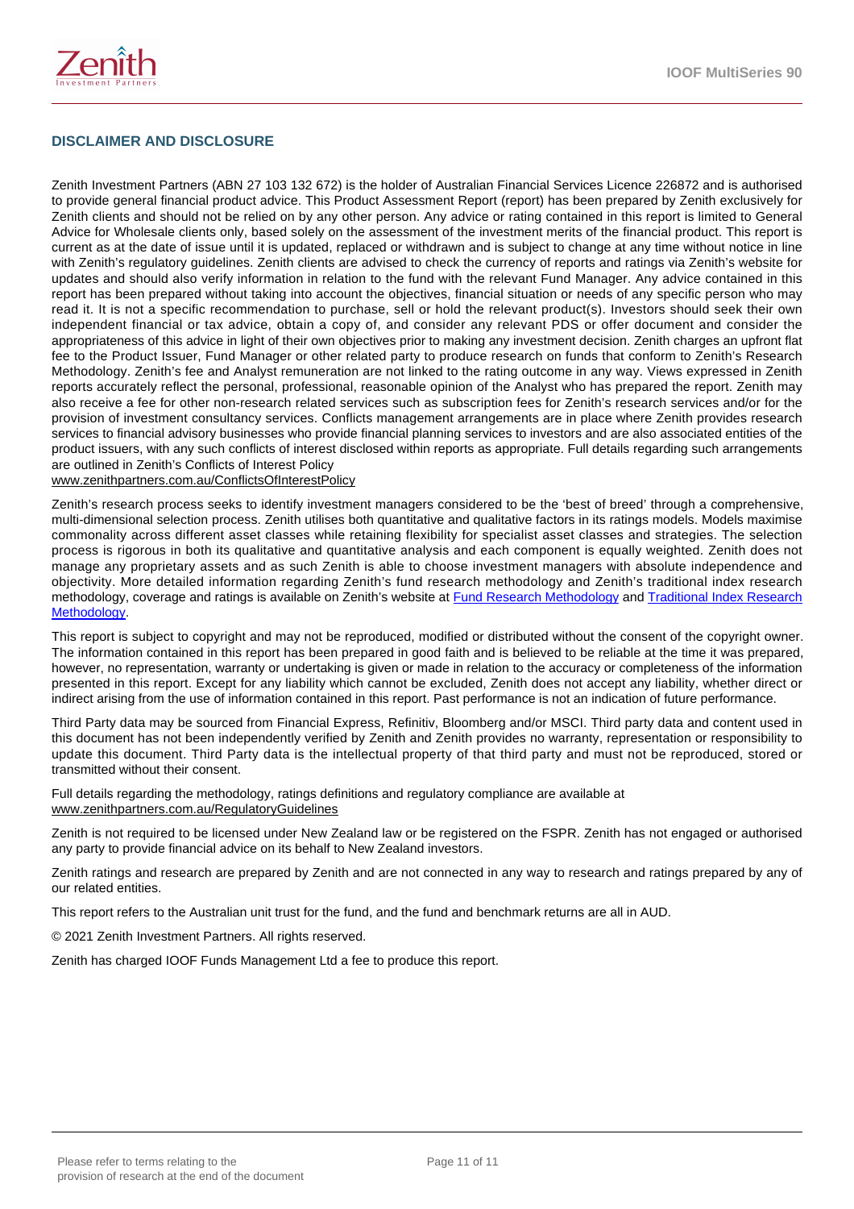## DISCLAIMER AND DISCLOSURE

Zenith Investment Partners (ABN 27 103 132 672) is the holder of Australian Financial Services Licence 226872 and is authorised to provide general financial product advice. This Product Assessment Report (report) has been prepared by Zenith exclusively for Zenith clients and should not be relied on by any other person. Any advice or rating contained in this report is limited to General Advice for Wholesale clients only, based solely on the assessment of the investment merits of the financial product. This report is current as at the date of issue until it is updated, replaced or withdrawn and is subject to change at any time without notice in line with Zenith's regulatory guidelines. Zenith clients are advised to check the currency of reports and ratings via Zenith's website for updates and should also verify information in relation to the fund with the relevant Fund Manager. Any advice contained in this report has been prepared without taking into account the objectives, financial situation or needs of any specific person who may read it. It is not a specific recommendation to purchase, sell or hold the relevant product(s). Investors should seek their own independent financial or tax advice, obtain a copy of, and consider any relevant PDS or offer document and consider the appropriateness of this advice in light of their own objectives prior to making any investment decision. Zenith charges an upfront flat fee to the Product Issuer, Fund Manager or other related party to produce research on funds that conform to Zenith's Research Methodology. Zenith's fee and Analyst remuneration are not linked to the rating outcome in any way. Views expressed in Zenith reports accurately reflect the personal, professional, reasonable opinion of the Analyst who has prepared the report. Zenith may also receive a fee for other non-research related services such as subscription fees for Zenith's research services and/or for the provision of investment consultancy services. Conflicts management arrangements are in place where Zenith provides research services to financial advisory businesses who provide financial planning services to investors and are also associated entities of the product issuers, with any such conflicts of interest disclosed within reports as appropriate. Full details regarding such arrangements are outlined in Zenith's Conflicts of Interest Policy
www.zenithpartners.com.au/ConflictsOfInterestPolicy

Zenith's research process seeks to identify investment managers considered to be the 'best of breed' through a comprehensive, multi-dimensional selection process. Zenith utilises both quantitative and qualitative factors in its ratings models. Models maximise commonality across different asset classes while retaining flexibility for specialist asset classes and strategies. The selection process is rigorous in both its qualitative and quantitative analysis and each component is equally weighted. Zenith does not manage any proprietary assets and as such Zenith is able to choose investment managers with absolute independence and objectivity. More detailed information regarding Zenith's fund research methodology and Zenith's traditional index research methodology, coverage and ratings is available on Zenith's website at Fund Research Methodology and Traditional Index Research Methodology.

This report is subject to copyright and may not be reproduced, modified or distributed without the consent of the copyright owner. The information contained in this report has been prepared in good faith and is believed to be reliable at the time it was prepared, however, no representation, warranty or undertaking is given or made in relation to the accuracy or completeness of the information presented in this report. Except for any liability which cannot be excluded, Zenith does not accept any liability, whether direct or indirect arising from the use of information contained in this report. Past performance is not an indication of future performance.

Third Party data may be sourced from Financial Express, Refinitiv, Bloomberg and/or MSCI. Third party data and content used in this document has not been independently verified by Zenith and Zenith provides no warranty, representation or responsibility to update this document. Third Party data is the intellectual property of that third party and must not be reproduced, stored or transmitted without their consent.

Full details regarding the methodology, ratings definitions and regulatory compliance are available at
www.zenithpartners.com.au/RegulatoryGuidelines

Zenith is not required to be licensed under New Zealand law or be registered on the FSPR. Zenith has not engaged or authorised any party to provide financial advice on its behalf to New Zealand investors.

Zenith ratings and research are prepared by Zenith and are not connected in any way to research and ratings prepared by any of our related entities.

This report refers to the Australian unit trust for the fund, and the fund and benchmark returns are all in AUD.

© 2021 Zenith Investment Partners. All rights reserved.

Zenith has charged IOOF Funds Management Ltd a fee to produce this report.